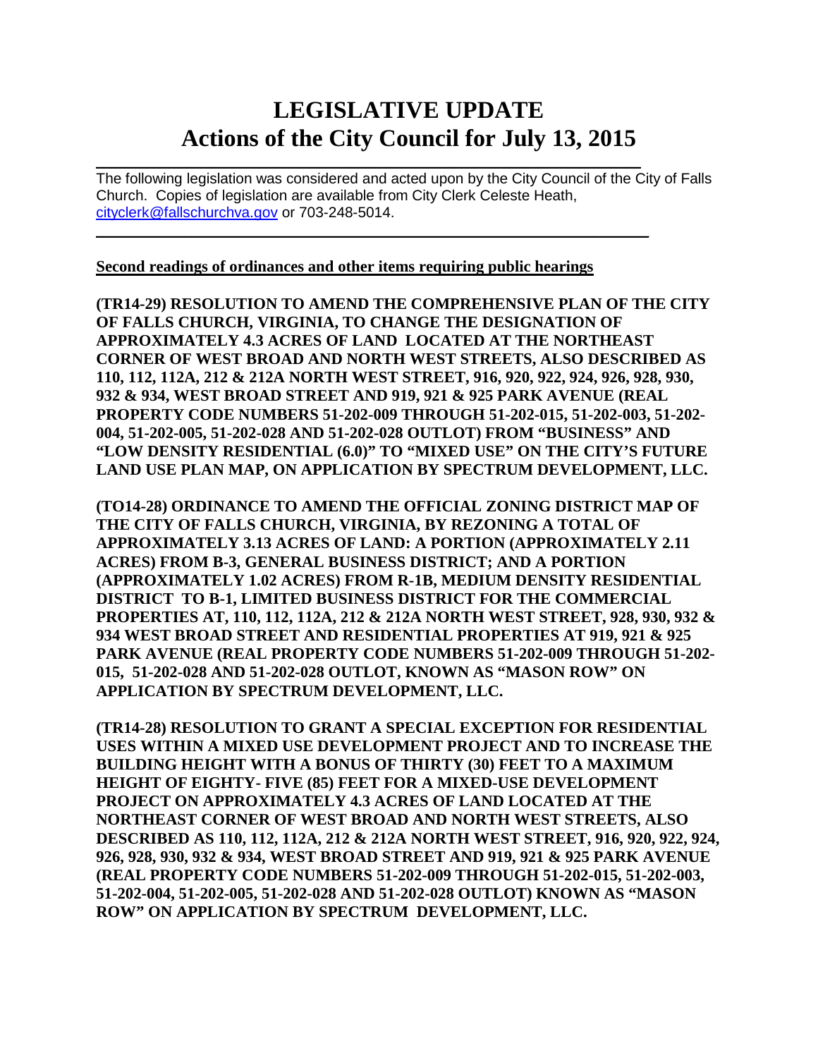# LEGISLATIVE UPDATE
# Actions of the City Council for July 13, 2015

---

The following legislation was considered and acted upon by the City Council of the City of Falls Church. Copies of legislation are available from City Clerk Celeste Heath, cityclerk@fallschurchva.gov or 703-248-5014.

---

**Second readings of ordinances and other items requiring public hearings**

**(TR14-29) RESOLUTION TO AMEND THE COMPREHENSIVE PLAN OF THE CITY OF FALLS CHURCH, VIRGINIA, TO CHANGE THE DESIGNATION OF APPROXIMATELY 4.3 ACRES OF LAND LOCATED AT THE NORTHEAST CORNER OF WEST BROAD AND NORTH WEST STREETS, ALSO DESCRIBED AS 110, 112, 112A, 212 & 212A NORTH WEST STREET, 916, 920, 922, 924, 926, 928, 930, 932 & 934, WEST BROAD STREET AND 919, 921 & 925 PARK AVENUE (REAL PROPERTY CODE NUMBERS 51-202-009 THROUGH 51-202-015, 51-202-003, 51-202-004, 51-202-005, 51-202-028 AND 51-202-028 OUTLOT) FROM "BUSINESS" AND "LOW DENSITY RESIDENTIAL (6.0)" TO "MIXED USE" ON THE CITY'S FUTURE LAND USE PLAN MAP, ON APPLICATION BY SPECTRUM DEVELOPMENT, LLC.**

**(TO14-28) ORDINANCE TO AMEND THE OFFICIAL ZONING DISTRICT MAP OF THE CITY OF FALLS CHURCH, VIRGINIA, BY REZONING A TOTAL OF APPROXIMATELY 3.13 ACRES OF LAND: A PORTION (APPROXIMATELY 2.11 ACRES) FROM B-3, GENERAL BUSINESS DISTRICT; AND A PORTION (APPROXIMATELY 1.02 ACRES) FROM R-1B, MEDIUM DENSITY RESIDENTIAL DISTRICT TO B-1, LIMITED BUSINESS DISTRICT FOR THE COMMERCIAL PROPERTIES AT, 110, 112, 112A, 212 & 212A NORTH WEST STREET, 928, 930, 932 & 934 WEST BROAD STREET AND RESIDENTIAL PROPERTIES AT 919, 921 & 925 PARK AVENUE (REAL PROPERTY CODE NUMBERS 51-202-009 THROUGH 51-202-015, 51-202-028 AND 51-202-028 OUTLOT, KNOWN AS "MASON ROW" ON APPLICATION BY SPECTRUM DEVELOPMENT, LLC.**

**(TR14-28) RESOLUTION TO GRANT A SPECIAL EXCEPTION FOR RESIDENTIAL USES WITHIN A MIXED USE DEVELOPMENT PROJECT AND TO INCREASE THE BUILDING HEIGHT WITH A BONUS OF THIRTY (30) FEET TO A MAXIMUM HEIGHT OF EIGHTY- FIVE (85) FEET FOR A MIXED-USE DEVELOPMENT PROJECT ON APPROXIMATELY 4.3 ACRES OF LAND LOCATED AT THE NORTHEAST CORNER OF WEST BROAD AND NORTH WEST STREETS, ALSO DESCRIBED AS 110, 112, 112A, 212 & 212A NORTH WEST STREET, 916, 920, 922, 924, 926, 928, 930, 932 & 934, WEST BROAD STREET AND 919, 921 & 925 PARK AVENUE (REAL PROPERTY CODE NUMBERS 51-202-009 THROUGH 51-202-015, 51-202-003, 51-202-004, 51-202-005, 51-202-028 AND 51-202-028 OUTLOT) KNOWN AS "MASON ROW" ON APPLICATION BY SPECTRUM DEVELOPMENT, LLC.**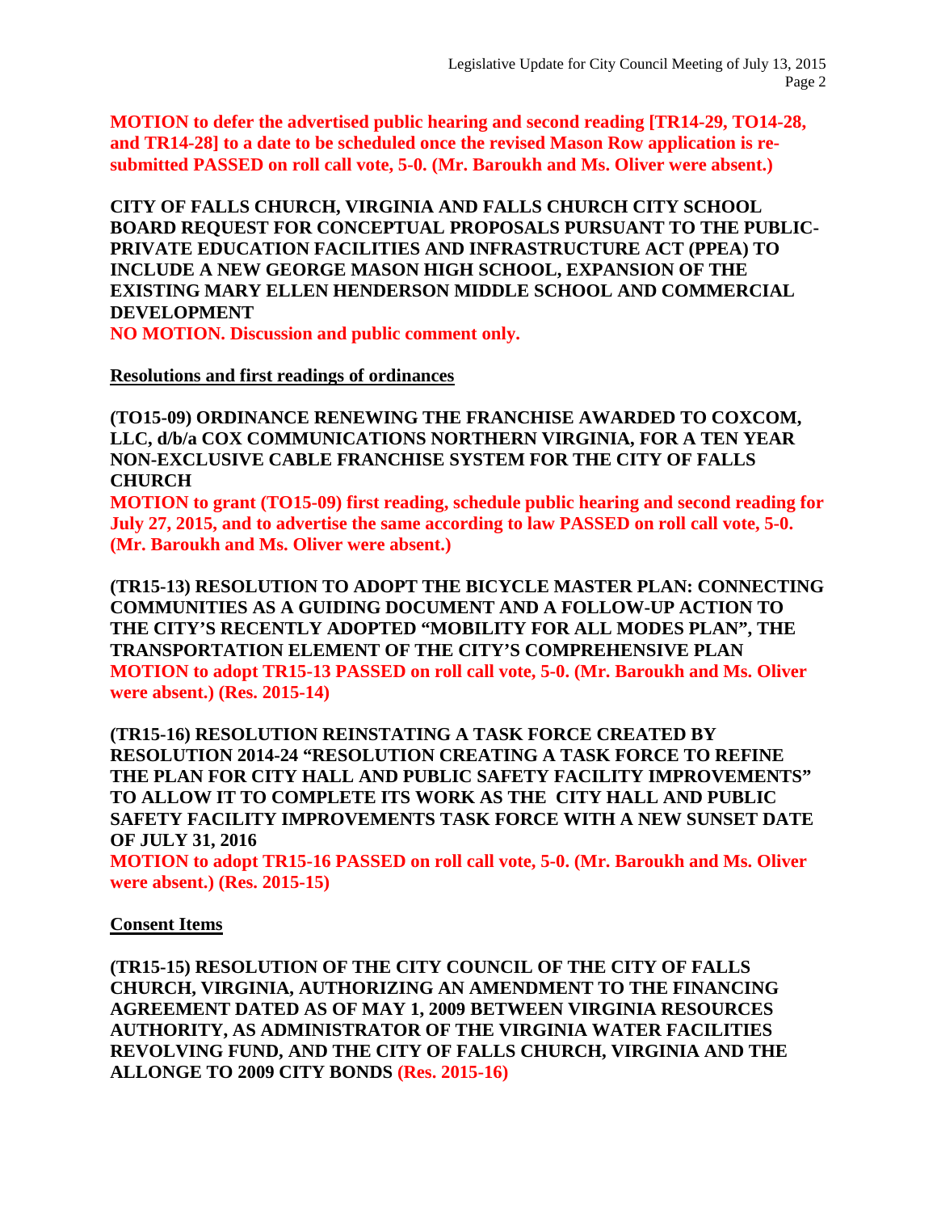**MOTION to defer the advertised public hearing and second reading [TR14-29, TO14-28, and TR14-28] to a date to be scheduled once the revised Mason Row application is re-submitted PASSED on roll call vote, 5-0. (Mr. Baroukh and Ms. Oliver were absent.)**

**CITY OF FALLS CHURCH, VIRGINIA AND FALLS CHURCH CITY SCHOOL BOARD REQUEST FOR CONCEPTUAL PROPOSALS PURSUANT TO THE PUBLIC-PRIVATE EDUCATION FACILITIES AND INFRASTRUCTURE ACT (PPEA) TO INCLUDE A NEW GEORGE MASON HIGH SCHOOL, EXPANSION OF THE EXISTING MARY ELLEN HENDERSON MIDDLE SCHOOL AND COMMERCIAL DEVELOPMENT**
**NO MOTION. Discussion and public comment only.**

**Resolutions and first readings of ordinances**

**(TO15-09) ORDINANCE RENEWING THE FRANCHISE AWARDED TO COXCOM, LLC, d/b/a COX COMMUNICATIONS NORTHERN VIRGINIA, FOR A TEN YEAR NON-EXCLUSIVE CABLE FRANCHISE SYSTEM FOR THE CITY OF FALLS CHURCH**
**MOTION to grant (TO15-09) first reading, schedule public hearing and second reading for July 27, 2015, and to advertise the same according to law PASSED on roll call vote, 5-0. (Mr. Baroukh and Ms. Oliver were absent.)**

**(TR15-13) RESOLUTION TO ADOPT THE BICYCLE MASTER PLAN: CONNECTING COMMUNITIES AS A GUIDING DOCUMENT AND A FOLLOW-UP ACTION TO THE CITY'S RECENTLY ADOPTED "MOBILITY FOR ALL MODES PLAN", THE TRANSPORTATION ELEMENT OF THE CITY'S COMPREHENSIVE PLAN**
**MOTION to adopt TR15-13 PASSED on roll call vote, 5-0. (Mr. Baroukh and Ms. Oliver were absent.) (Res. 2015-14)**

**(TR15-16) RESOLUTION REINSTATING A TASK FORCE CREATED BY RESOLUTION 2014-24 "RESOLUTION CREATING A TASK FORCE TO REFINE THE PLAN FOR CITY HALL AND PUBLIC SAFETY FACILITY IMPROVEMENTS" TO ALLOW IT TO COMPLETE ITS WORK AS THE CITY HALL AND PUBLIC SAFETY FACILITY IMPROVEMENTS TASK FORCE WITH A NEW SUNSET DATE OF JULY 31, 2016**
**MOTION to adopt TR15-16 PASSED on roll call vote, 5-0. (Mr. Baroukh and Ms. Oliver were absent.) (Res. 2015-15)**

**Consent Items**

**(TR15-15) RESOLUTION OF THE CITY COUNCIL OF THE CITY OF FALLS CHURCH, VIRGINIA, AUTHORIZING AN AMENDMENT TO THE FINANCING AGREEMENT DATED AS OF MAY 1, 2009 BETWEEN VIRGINIA RESOURCES AUTHORITY, AS ADMINISTRATOR OF THE VIRGINIA WATER FACILITIES REVOLVING FUND, AND THE CITY OF FALLS CHURCH, VIRGINIA AND THE ALLONGE TO 2009 CITY BONDS (Res. 2015-16)**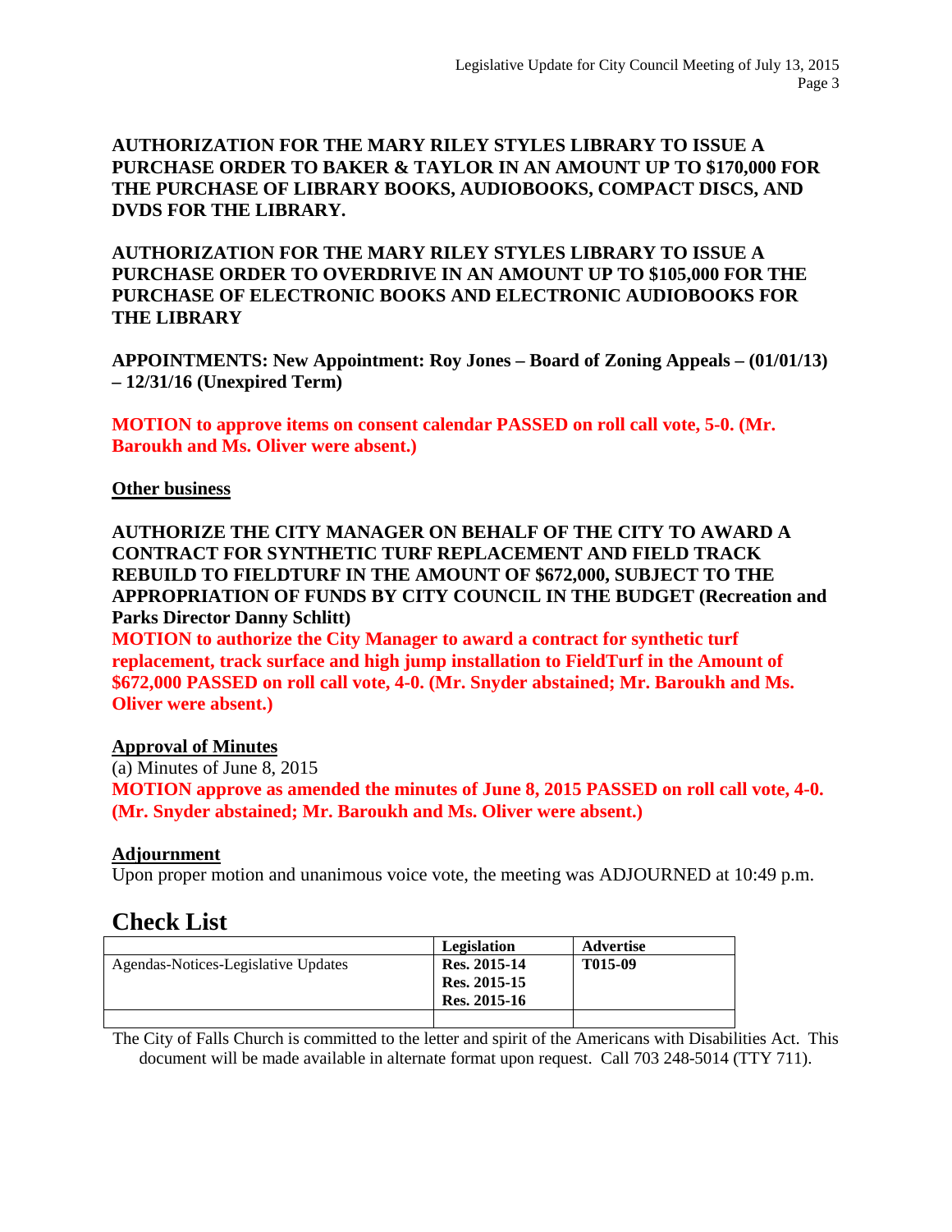**AUTHORIZATION FOR THE MARY RILEY STYLES LIBRARY TO ISSUE A PURCHASE ORDER TO BAKER & TAYLOR IN AN AMOUNT UP TO $170,000 FOR THE PURCHASE OF LIBRARY BOOKS, AUDIOBOOKS, COMPACT DISCS, AND DVDS FOR THE LIBRARY.**

**AUTHORIZATION FOR THE MARY RILEY STYLES LIBRARY TO ISSUE A PURCHASE ORDER TO OVERDRIVE IN AN AMOUNT UP TO $105,000 FOR THE PURCHASE OF ELECTRONIC BOOKS AND ELECTRONIC AUDIOBOOKS FOR THE LIBRARY**

**APPOINTMENTS: New Appointment: Roy Jones – Board of Zoning Appeals – (01/01/13) – 12/31/16 (Unexpired Term)**

**MOTION to approve items on consent calendar PASSED on roll call vote, 5-0. (Mr. Baroukh and Ms. Oliver were absent.)**

**Other business**

**AUTHORIZE THE CITY MANAGER ON BEHALF OF THE CITY TO AWARD A CONTRACT FOR SYNTHETIC TURF REPLACEMENT AND FIELD TRACK REBUILD TO FIELDTURF IN THE AMOUNT OF $672,000, SUBJECT TO THE APPROPRIATION OF FUNDS BY CITY COUNCIL IN THE BUDGET (Recreation and Parks Director Danny Schlitt)**
**MOTION to authorize the City Manager to award a contract for synthetic turf replacement, track surface and high jump installation to FieldTurf in the Amount of $672,000 PASSED on roll call vote, 4-0. (Mr. Snyder abstained; Mr. Baroukh and Ms. Oliver were absent.)**

**Approval of Minutes**

(a) Minutes of June 8, 2015
**MOTION approve as amended the minutes of June 8, 2015 PASSED on roll call vote, 4-0. (Mr. Snyder abstained; Mr. Baroukh and Ms. Oliver were absent.)**

**Adjournment**

Upon proper motion and unanimous voice vote, the meeting was ADJOURNED at 10:49 p.m.

# Check List

| | Legislation | Advertise |
|---|---|---|
| Agendas-Notices-Legislative Updates | **Res. 2015-14**<br>**Res. 2015-15**<br>**Res. 2015-16** | **T015-09** |
| | | |

The City of Falls Church is committed to the letter and spirit of the Americans with Disabilities Act. This document will be made available in alternate format upon request. Call 703 248-5014 (TTY 711).